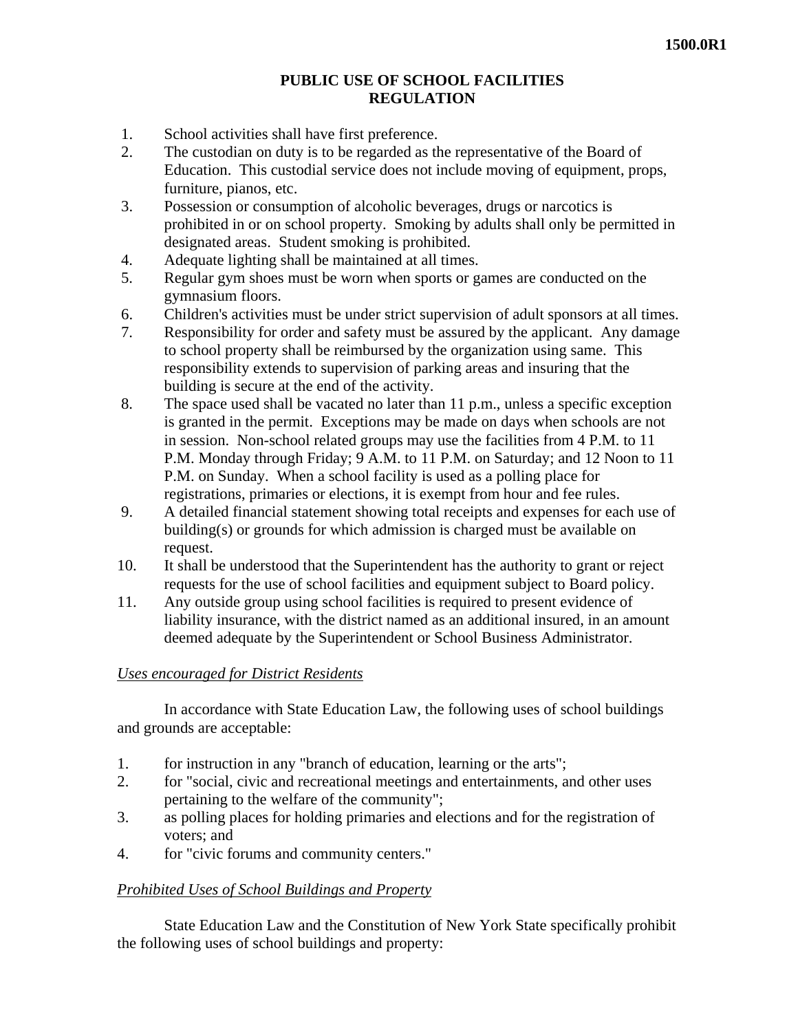1500.0R1

# PUBLIC USE OF SCHOOL FACILITIES REGULATION

1. School activities shall have first preference.
2. The custodian on duty is to be regarded as the representative of the Board of Education. This custodial service does not include moving of equipment, props, furniture, pianos, etc.
3. Possession or consumption of alcoholic beverages, drugs or narcotics is prohibited in or on school property. Smoking by adults shall only be permitted in designated areas. Student smoking is prohibited.
4. Adequate lighting shall be maintained at all times.
5. Regular gym shoes must be worn when sports or games are conducted on the gymnasium floors.
6. Children's activities must be under strict supervision of adult sponsors at all times.
7. Responsibility for order and safety must be assured by the applicant. Any damage to school property shall be reimbursed by the organization using same. This responsibility extends to supervision of parking areas and insuring that the building is secure at the end of the activity.
8. The space used shall be vacated no later than 11 p.m., unless a specific exception is granted in the permit. Exceptions may be made on days when schools are not in session. Non-school related groups may use the facilities from 4 P.M. to 11 P.M. Monday through Friday; 9 A.M. to 11 P.M. on Saturday; and 12 Noon to 11 P.M. on Sunday. When a school facility is used as a polling place for registrations, primaries or elections, it is exempt from hour and fee rules.
9. A detailed financial statement showing total receipts and expenses for each use of building(s) or grounds for which admission is charged must be available on request.
10. It shall be understood that the Superintendent has the authority to grant or reject requests for the use of school facilities and equipment subject to Board policy.
11. Any outside group using school facilities is required to present evidence of liability insurance, with the district named as an additional insured, in an amount deemed adequate by the Superintendent or School Business Administrator.

*Uses encouraged for District Residents*

In accordance with State Education Law, the following uses of school buildings and grounds are acceptable:

1. for instruction in any "branch of education, learning or the arts";
2. for "social, civic and recreational meetings and entertainments, and other uses pertaining to the welfare of the community";
3. as polling places for holding primaries and elections and for the registration of voters; and
4. for "civic forums and community centers."

*Prohibited Uses of School Buildings and Property*

State Education Law and the Constitution of New York State specifically prohibit the following uses of school buildings and property: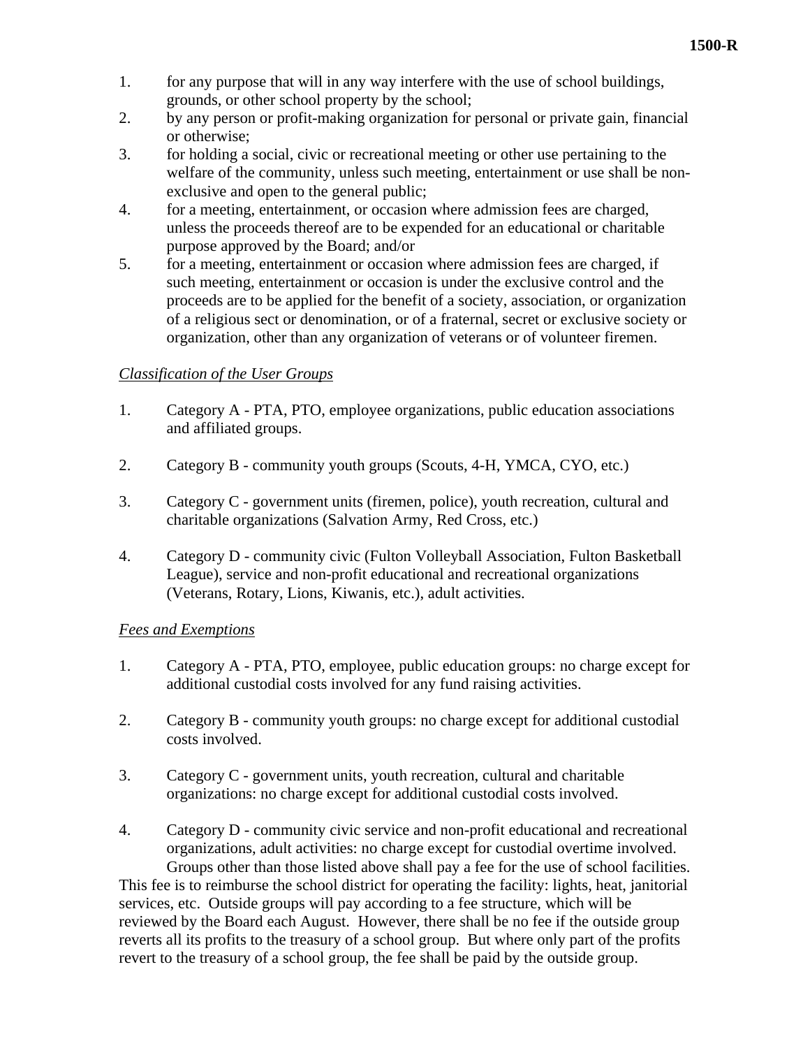1. for any purpose that will in any way interfere with the use of school buildings, grounds, or other school property by the school;
2. by any person or profit-making organization for personal or private gain, financial or otherwise;
3. for holding a social, civic or recreational meeting or other use pertaining to the welfare of the community, unless such meeting, entertainment or use shall be non-exclusive and open to the general public;
4. for a meeting, entertainment, or occasion where admission fees are charged, unless the proceeds thereof are to be expended for an educational or charitable purpose approved by the Board; and/or
5. for a meeting, entertainment or occasion where admission fees are charged, if such meeting, entertainment or occasion is under the exclusive control and the proceeds are to be applied for the benefit of a society, association, or organization of a religious sect or denomination, or of a fraternal, secret or exclusive society or organization, other than any organization of veterans or of volunteer firemen.

*Classification of the User Groups*

1. Category A - PTA, PTO, employee organizations, public education associations and affiliated groups.

2. Category B - community youth groups (Scouts, 4-H, YMCA, CYO, etc.)

3. Category C - government units (firemen, police), youth recreation, cultural and charitable organizations (Salvation Army, Red Cross, etc.)

4. Category D - community civic (Fulton Volleyball Association, Fulton Basketball League), service and non-profit educational and recreational organizations (Veterans, Rotary, Lions, Kiwanis, etc.), adult activities.

*Fees and Exemptions*

1. Category A - PTA, PTO, employee, public education groups: no charge except for additional custodial costs involved for any fund raising activities.

2. Category B - community youth groups: no charge except for additional custodial costs involved.

3. Category C - government units, youth recreation, cultural and charitable organizations: no charge except for additional custodial costs involved.

4. Category D - community civic service and non-profit educational and recreational organizations, adult activities: no charge except for custodial overtime involved.

Groups other than those listed above shall pay a fee for the use of school facilities. This fee is to reimburse the school district for operating the facility: lights, heat, janitorial services, etc. Outside groups will pay according to a fee structure, which will be reviewed by the Board each August. However, there shall be no fee if the outside group reverts all its profits to the treasury of a school group. But where only part of the profits revert to the treasury of a school group, the fee shall be paid by the outside group.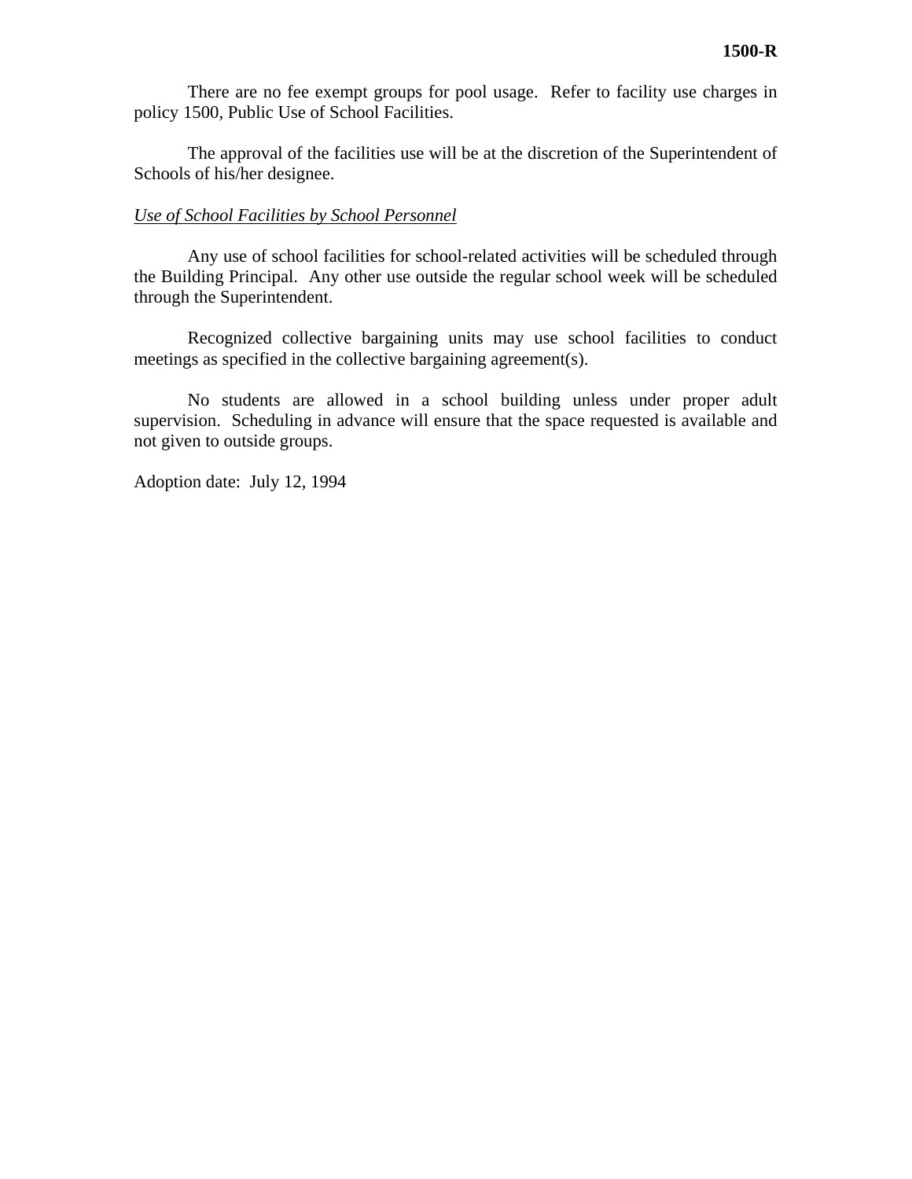There are no fee exempt groups for pool usage. Refer to facility use charges in policy 1500, Public Use of School Facilities.

The approval of the facilities use will be at the discretion of the Superintendent of Schools of his/her designee.

*Use of School Facilities by School Personnel*

Any use of school facilities for school-related activities will be scheduled through the Building Principal. Any other use outside the regular school week will be scheduled through the Superintendent.

Recognized collective bargaining units may use school facilities to conduct meetings as specified in the collective bargaining agreement(s).

No students are allowed in a school building unless under proper adult supervision. Scheduling in advance will ensure that the space requested is available and not given to outside groups.

Adoption date: July 12, 1994